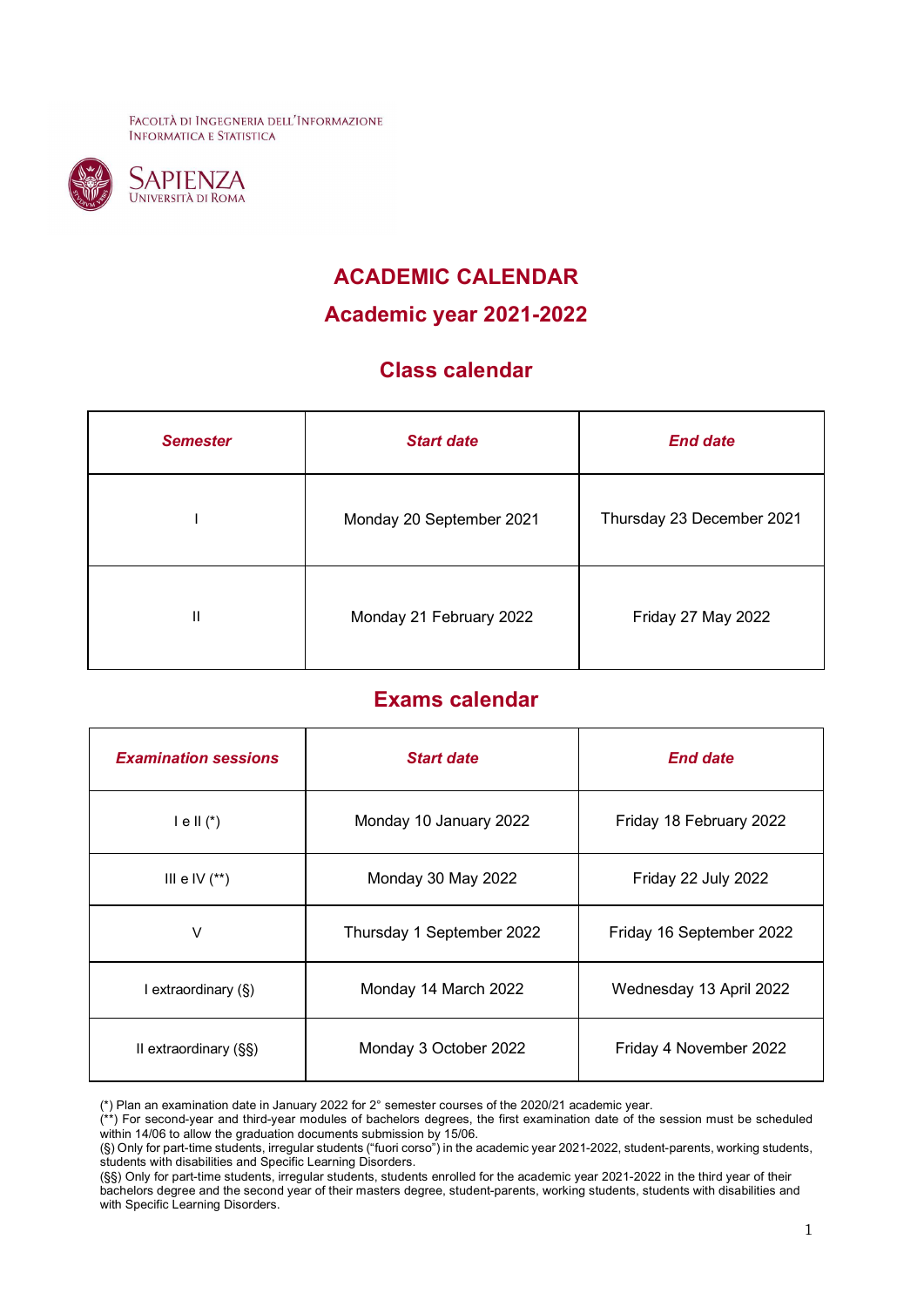Facoltà di Ingegneria dell'Informazione Informatica e Statistica

Sapienza Università di Roma

# ACADEMIC CALENDAR

## Academic year 2021-2022

## Class calendar

| *Semester* | *Start date* | *End date* |
|---|---|---|
| I | Monday 20 September 2021 | Thursday 23 December 2021 |
| II | Monday 21 February 2022 | Friday 27 May 2022 |

## Exams calendar

| *Examination sessions* | *Start date* | *End date* |
|---|---|---|
| I e II (*) | Monday 10 January 2022 | Friday 18 February 2022 |
| III e IV (**) | Monday 30 May 2022 | Friday 22 July 2022 |
| V | Thursday 1 September 2022 | Friday 16 September 2022 |
| I extraordinary (§) | Monday 14 March 2022 | Wednesday 13 April 2022 |
| II extraordinary (§§) | Monday 3 October 2022 | Friday 4 November 2022 |

(*) Plan an examination date in January 2022 for 2° semester courses of the 2020/21 academic year.
(**) For second-year and third-year modules of bachelors degrees, the first examination date of the session must be scheduled within 14/06 to allow the graduation documents submission by 15/06.
(§) Only for part-time students, irregular students ("fuori corso") in the academic year 2021-2022, student-parents, working students, students with disabilities and Specific Learning Disorders.
(§§) Only for part-time students, irregular students, students enrolled for the academic year 2021-2022 in the third year of their bachelors degree and the second year of their masters degree, student-parents, working students, students with disabilities and with Specific Learning Disorders.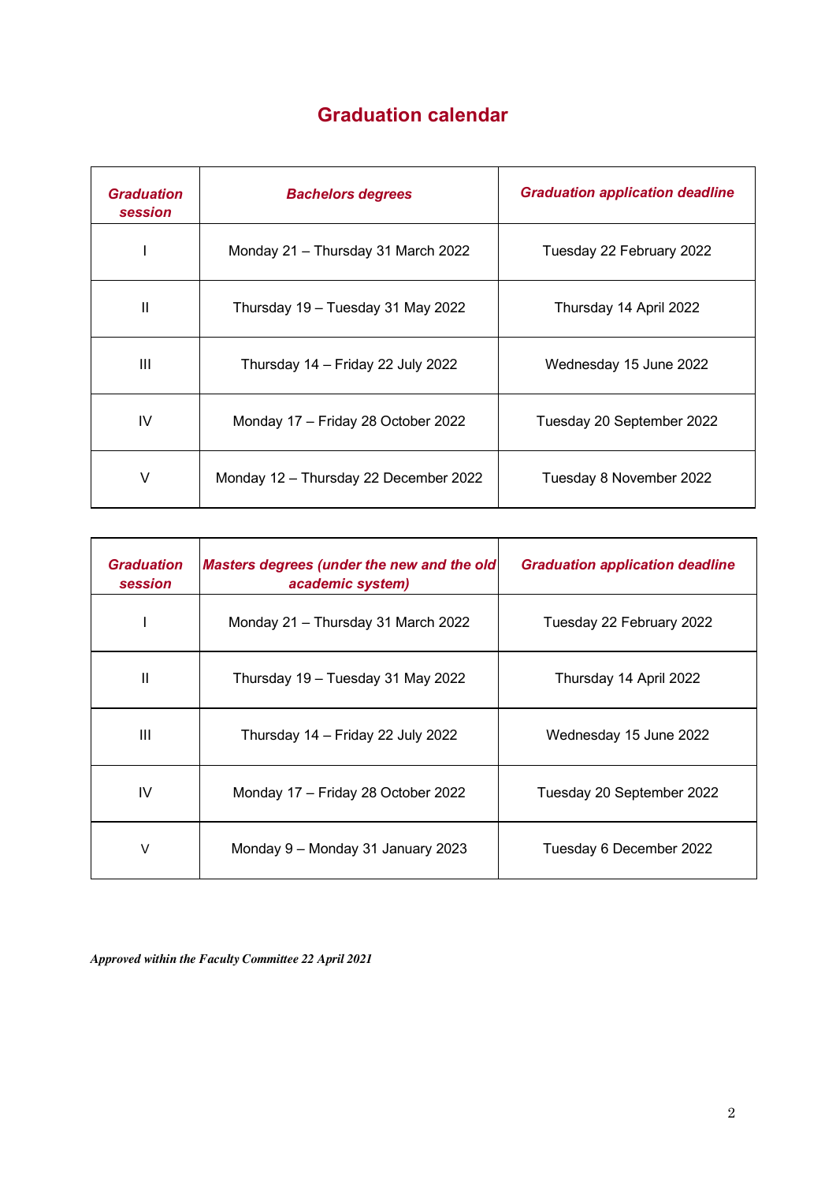# Graduation calendar

| *Graduation session* | *Bachelors degrees* | *Graduation application deadline* |
| --- | --- | --- |
| I | Monday 21 – Thursday 31 March 2022 | Tuesday 22 February 2022 |
| II | Thursday 19 – Tuesday 31 May 2022 | Thursday 14 April 2022 |
| III | Thursday 14 – Friday 22 July 2022 | Wednesday 15 June 2022 |
| IV | Monday 17 – Friday 28 October 2022 | Tuesday 20 September 2022 |
| V | Monday 12 – Thursday 22 December 2022 | Tuesday 8 November 2022 |

| *Graduation session* | *Masters degrees (under the new and the old academic system)* | *Graduation application deadline* |
| --- | --- | --- |
| I | Monday 21 – Thursday 31 March 2022 | Tuesday 22 February 2022 |
| II | Thursday 19 – Tuesday 31 May 2022 | Thursday 14 April 2022 |
| III | Thursday 14 – Friday 22 July 2022 | Wednesday 15 June 2022 |
| IV | Monday 17 – Friday 28 October 2022 | Tuesday 20 September 2022 |
| V | Monday 9 – Monday 31 January 2023 | Tuesday 6 December 2022 |

***Approved within the Faculty Committee 22 April 2021***